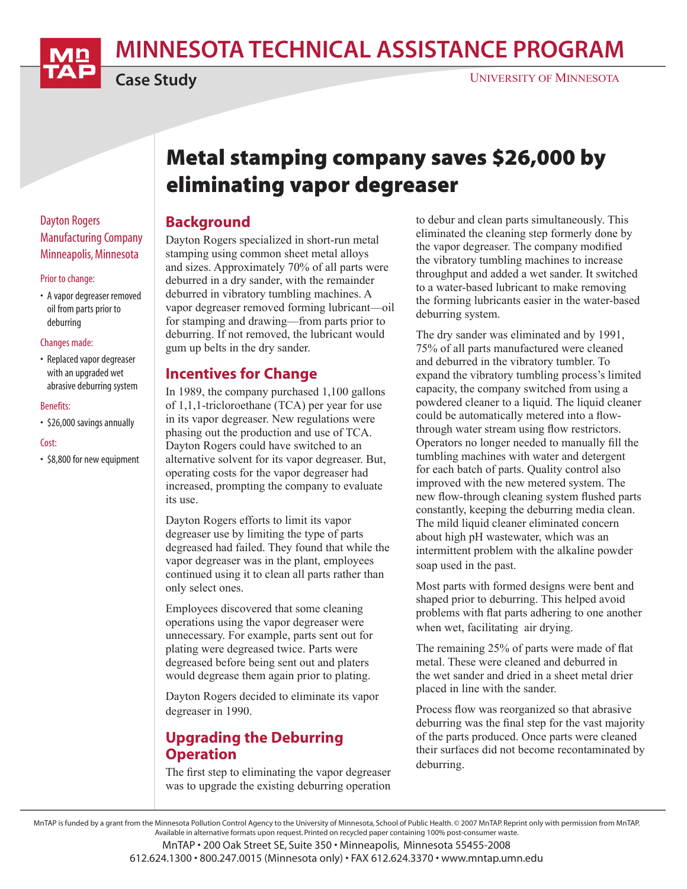# MINNESOTA TECHNICAL ASSISTANCE PROGRAM

**Case Study**

UNIVERSITY OF MINNESOTA

# Metal stamping company saves $26,000 by eliminating vapor degreaser

Dayton Rogers Manufacturing Company
Minneapolis, Minnesota

Prior to change:

- A vapor degreaser removed oil from parts prior to deburring

Changes made:

- Replaced vapor degreaser with an upgraded wet abrasive deburring system

Benefits:

- $26,000 savings annually

Cost:

- $8,800 for new equipment

## Background

Dayton Rogers specialized in short-run metal stamping using common sheet metal alloys and sizes. Approximately 70% of all parts were deburred in a dry sander, with the remainder deburred in vibratory tumbling machines. A vapor degreaser removed forming lubricant—oil for stamping and drawing—from parts prior to deburring. If not removed, the lubricant would gum up belts in the dry sander.

## Incentives for Change

In 1989, the company purchased 1,100 gallons of 1,1,1-tricloroethane (TCA) per year for use in its vapor degreaser. New regulations were phasing out the production and use of TCA. Dayton Rogers could have switched to an alternative solvent for its vapor degreaser. But, operating costs for the vapor degreaser had increased, prompting the company to evaluate its use.

Dayton Rogers efforts to limit its vapor degreaser use by limiting the type of parts degreased had failed. They found that while the vapor degreaser was in the plant, employees continued using it to clean all parts rather than only select ones.

Employees discovered that some cleaning operations using the vapor degreaser were unnecessary. For example, parts sent out for plating were degreased twice. Parts were degreased before being sent out and platers would degrease them again prior to plating.

Dayton Rogers decided to eliminate its vapor degreaser in 1990.

## Upgrading the Deburring Operation

The first step to eliminating the vapor degreaser was to upgrade the existing deburring operation to debur and clean parts simultaneously. This eliminated the cleaning step formerly done by the vapor degreaser. The company modified the vibratory tumbling machines to increase throughput and added a wet sander. It switched to a water-based lubricant to make removing the forming lubricants easier in the water-based deburring system.

The dry sander was eliminated and by 1991, 75% of all parts manufactured were cleaned and deburred in the vibratory tumbler. To expand the vibratory tumbling process's limited capacity, the company switched from using a powdered cleaner to a liquid. The liquid cleaner could be automatically metered into a flow-through water stream using flow restrictors. Operators no longer needed to manually fill the tumbling machines with water and detergent for each batch of parts. Quality control also improved with the new metered system. The new flow-through cleaning system flushed parts constantly, keeping the deburring media clean. The mild liquid cleaner eliminated concern about high pH wastewater, which was an intermittent problem with the alkaline powder soap used in the past.

Most parts with formed designs were bent and shaped prior to deburring. This helped avoid problems with flat parts adhering to one another when wet, facilitating air drying.

The remaining 25% of parts were made of flat metal. These were cleaned and deburred in the wet sander and dried in a sheet metal drier placed in line with the sander.

Process flow was reorganized so that abrasive deburring was the final step for the vast majority of the parts produced. Once parts were cleaned their surfaces did not become recontaminated by deburring.

MnTAP is funded by a grant from the Minnesota Pollution Control Agency to the University of Minnesota, School of Public Health. © 2007 MnTAP. Reprint only with permission from MnTAP. Available in alternative formats upon request. Printed on recycled paper containing 100% post-consumer waste.

MnTAP • 200 Oak Street SE, Suite 350 • Minneapolis, Minnesota 55455-2008
612.624.1300 • 800.247.0015 (Minnesota only) • FAX 612.624.3370 • www.mntap.umn.edu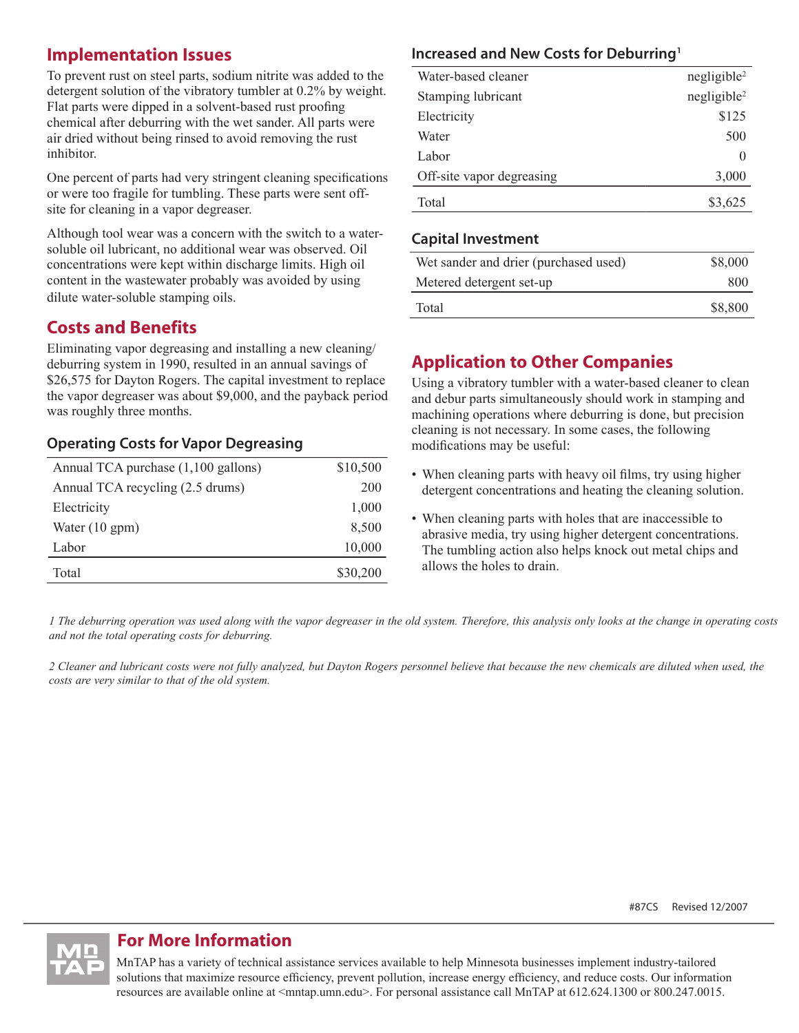## Implementation Issues

To prevent rust on steel parts, sodium nitrite was added to the detergent solution of the vibratory tumbler at 0.2% by weight. Flat parts were dipped in a solvent-based rust proofing chemical after deburring with the wet sander. All parts were air dried without being rinsed to avoid removing the rust inhibitor.

One percent of parts had very stringent cleaning specifications or were too fragile for tumbling. These parts were sent off-site for cleaning in a vapor degreaser.

Although tool wear was a concern with the switch to a water-soluble oil lubricant, no additional wear was observed. Oil concentrations were kept within discharge limits. High oil content in the wastewater probably was avoided by using dilute water-soluble stamping oils.

## Costs and Benefits

Eliminating vapor degreasing and installing a new cleaning/deburring system in 1990, resulted in an annual savings of $26,575 for Dayton Rogers. The capital investment to replace the vapor degreaser was about $9,000, and the payback period was roughly three months.

### Operating Costs for Vapor Degreasing

| | |
|---|---|
| Annual TCA purchase (1,100 gallons) | $10,500 |
| Annual TCA recycling (2.5 drums) | 200 |
| Electricity | 1,000 |
| Water (10 gpm) | 8,500 |
| Labor | 10,000 |
| Total | $30,200 |

### Increased and New Costs for Deburring[1]

| | |
|---|---|
| Water-based cleaner | negligible[2] |
| Stamping lubricant | negligible[2] |
| Electricity | $125 |
| Water | 500 |
| Labor | 0 |
| Off-site vapor degreasing | 3,000 |
| Total | $3,625 |

### Capital Investment

| | |
|---|---|
| Wet sander and drier (purchased used) | $8,000 |
| Metered detergent set-up | 800 |
| Total | $8,800 |

## Application to Other Companies

Using a vibratory tumbler with a water-based cleaner to clean and debur parts simultaneously should work in stamping and machining operations where deburring is done, but precision cleaning is not necessary. In some cases, the following modifications may be useful:

- When cleaning parts with heavy oil films, try using higher detergent concentrations and heating the cleaning solution.
- When cleaning parts with holes that are inaccessible to abrasive media, try using higher detergent concentrations. The tumbling action also helps knock out metal chips and allows the holes to drain.

*1 The deburring operation was used along with the vapor degreaser in the old system. Therefore, this analysis only looks at the change in operating costs and not the total operating costs for deburring.*

*2 Cleaner and lubricant costs were not fully analyzed, but Dayton Rogers personnel believe that because the new chemicals are diluted when used, the costs are very similar to that of the old system.*

#87CS Revised 12/2007

## For More Information

MnTAP has a variety of technical assistance services available to help Minnesota businesses implement industry-tailored solutions that maximize resource efficiency, prevent pollution, increase energy efficiency, and reduce costs. Our information resources are available online at <mntap.umn.edu>. For personal assistance call MnTAP at 612.624.1300 or 800.247.0015.